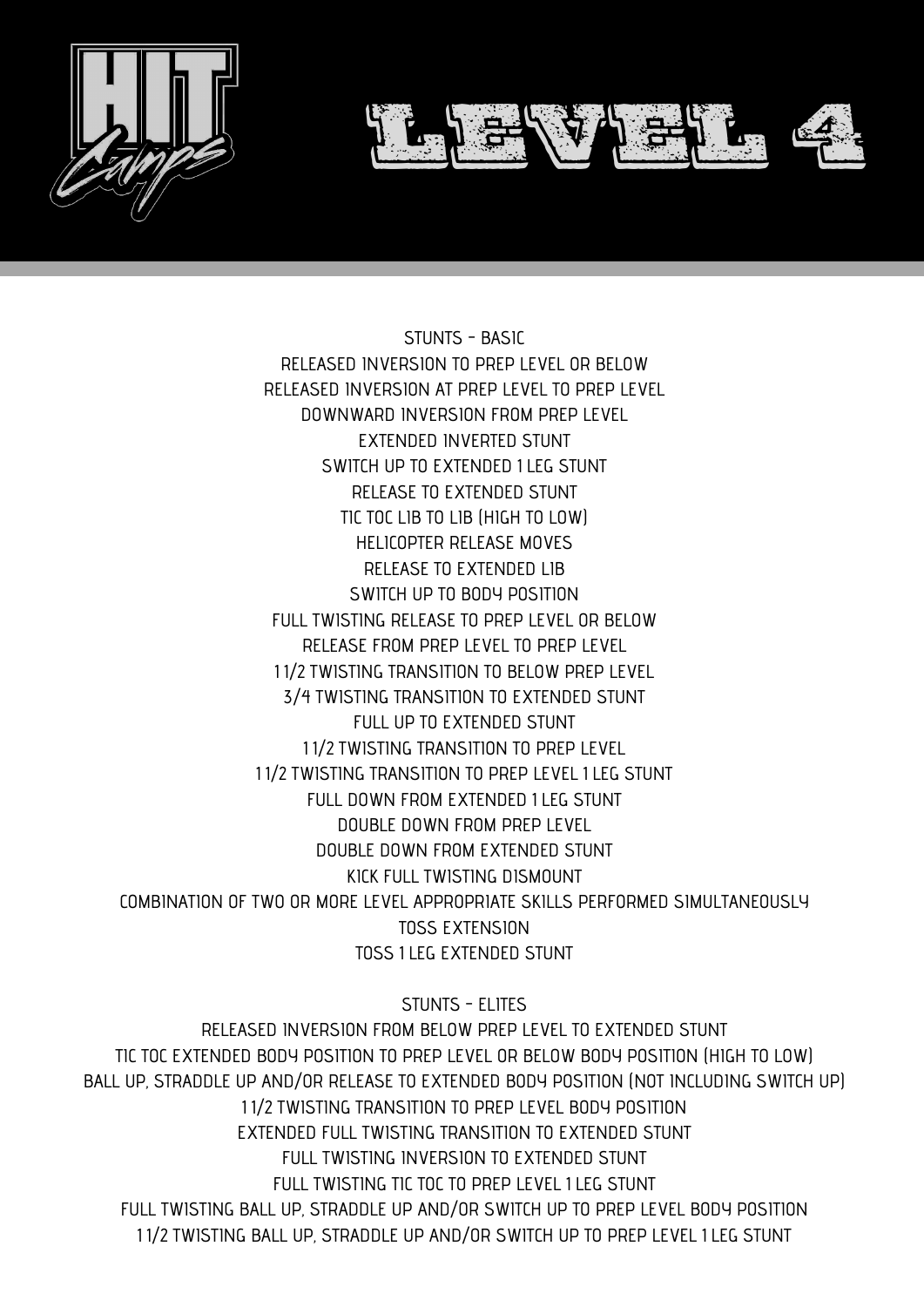# HIT Camps

# LEVEL 4

## STUNTS - BASIC

RELEASED INVERSION TO PREP LEVEL OR BELOW
RELEASED INVERSION AT PREP LEVEL TO PREP LEVEL
DOWNWARD INVERSION FROM PREP LEVEL
EXTENDED INVERTED STUNT
SWITCH UP TO EXTENDED 1 LEG STUNT
RELEASE TO EXTENDED STUNT
TIC TOC LIB TO LIB (HIGH TO LOW)
HELICOPTER RELEASE MOVES
RELEASE TO EXTENDED LIB
SWITCH UP TO BODY POSITION
FULL TWISTING RELEASE TO PREP LEVEL OR BELOW
RELEASE FROM PREP LEVEL TO PREP LEVEL
1 1/2 TWISTING TRANSITION TO BELOW PREP LEVEL
3/4 TWISTING TRANSITION TO EXTENDED STUNT
FULL UP TO EXTENDED STUNT
1 1/2 TWISTING TRANSITION TO PREP LEVEL
1 1/2 TWISTING TRANSITION TO PREP LEVEL 1 LEG STUNT
FULL DOWN FROM EXTENDED 1 LEG STUNT
DOUBLE DOWN FROM PREP LEVEL
DOUBLE DOWN FROM EXTENDED STUNT
KICK FULL TWISTING DISMOUNT
COMBINATION OF TWO OR MORE LEVEL APPROPRIATE SKILLS PERFORMED SIMULTANEOUSLY
TOSS EXTENSION
TOSS 1 LEG EXTENDED STUNT

## STUNTS - ELITES

RELEASED INVERSION FROM BELOW PREP LEVEL TO EXTENDED STUNT
TIC TOC EXTENDED BODY POSITION TO PREP LEVEL OR BELOW BODY POSITION (HIGH TO LOW)
BALL UP, STRADDLE UP AND/OR RELEASE TO EXTENDED BODY POSITION (NOT INCLUDING SWITCH UP)
1 1/2 TWISTING TRANSITION TO PREP LEVEL BODY POSITION
EXTENDED FULL TWISTING TRANSITION TO EXTENDED STUNT
FULL TWISTING INVERSION TO EXTENDED STUNT
FULL TWISTING TIC TOC TO PREP LEVEL 1 LEG STUNT
FULL TWISTING BALL UP, STRADDLE UP AND/OR SWITCH UP TO PREP LEVEL BODY POSITION
1 1/2 TWISTING BALL UP, STRADDLE UP AND/OR SWITCH UP TO PREP LEVEL 1 LEG STUNT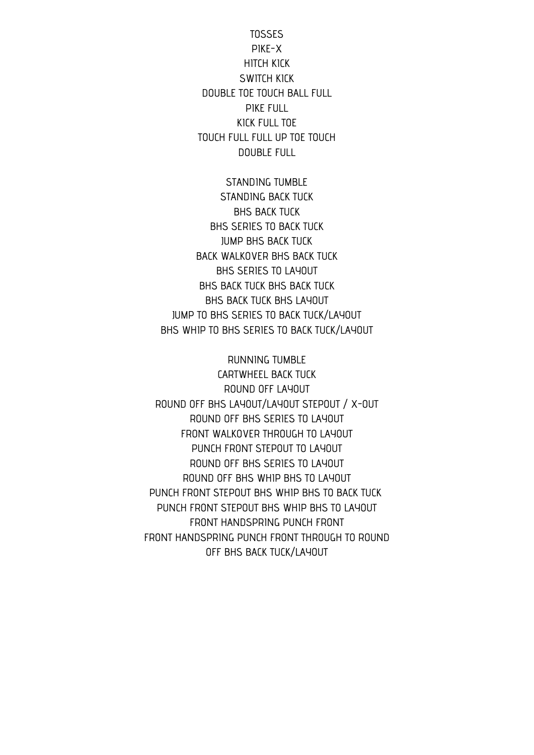## TOSSES

PIKE-X

HITCH KICK

SWITCH KICK

DOUBLE TOE TOUCH BALL FULL

PIKE FULL

KICK FULL TOE

TOUCH FULL FULL UP TOE TOUCH

DOUBLE FULL

## STANDING TUMBLE

STANDING BACK TUCK

BHS BACK TUCK

BHS SERIES TO BACK TUCK

JUMP BHS BACK TUCK

BACK WALKOVER BHS BACK TUCK

BHS SERIES TO LAYOUT

BHS BACK TUCK BHS BACK TUCK

BHS BACK TUCK BHS LAYOUT

JUMP TO BHS SERIES TO BACK TUCK/LAYOUT

BHS WHIP TO BHS SERIES TO BACK TUCK/LAYOUT

## RUNNING TUMBLE

CARTWHEEL BACK TUCK

ROUND OFF LAYOUT

ROUND OFF BHS LAYOUT/LAYOUT STEPOUT / X-OUT

ROUND OFF BHS SERIES TO LAYOUT

FRONT WALKOVER THROUGH TO LAYOUT

PUNCH FRONT STEPOUT TO LAYOUT

ROUND OFF BHS SERIES TO LAYOUT

ROUND OFF BHS WHIP BHS TO LAYOUT

PUNCH FRONT STEPOUT BHS WHIP BHS TO BACK TUCK

PUNCH FRONT STEPOUT BHS WHIP BHS TO LAYOUT

FRONT HANDSPRING PUNCH FRONT

FRONT HANDSPRING PUNCH FRONT THROUGH TO ROUND OFF BHS BACK TUCK/LAYOUT